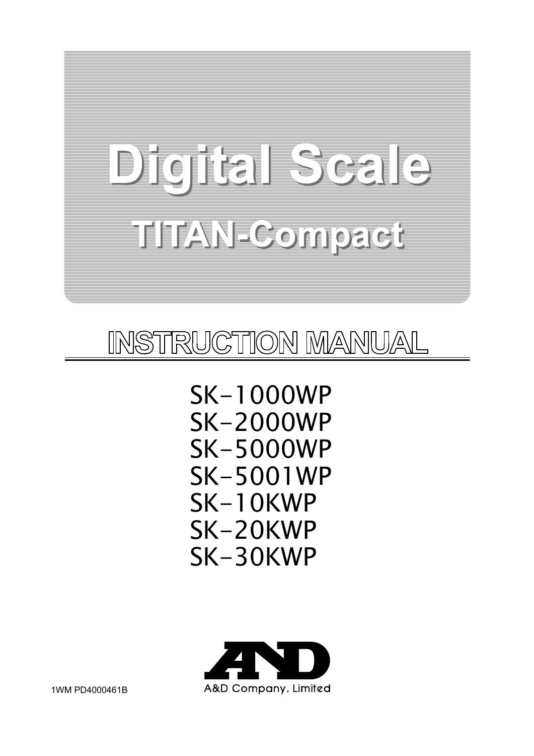# Digital Scale

## TITAN-Compact

## INSTRUCTION MANUAL

SK-1000WP
SK-2000WP
SK-5000WP
SK-5001WP
SK-10KWP
SK-20KWP
SK-30KWP

A&D Company, Limited

1WM PD4000461B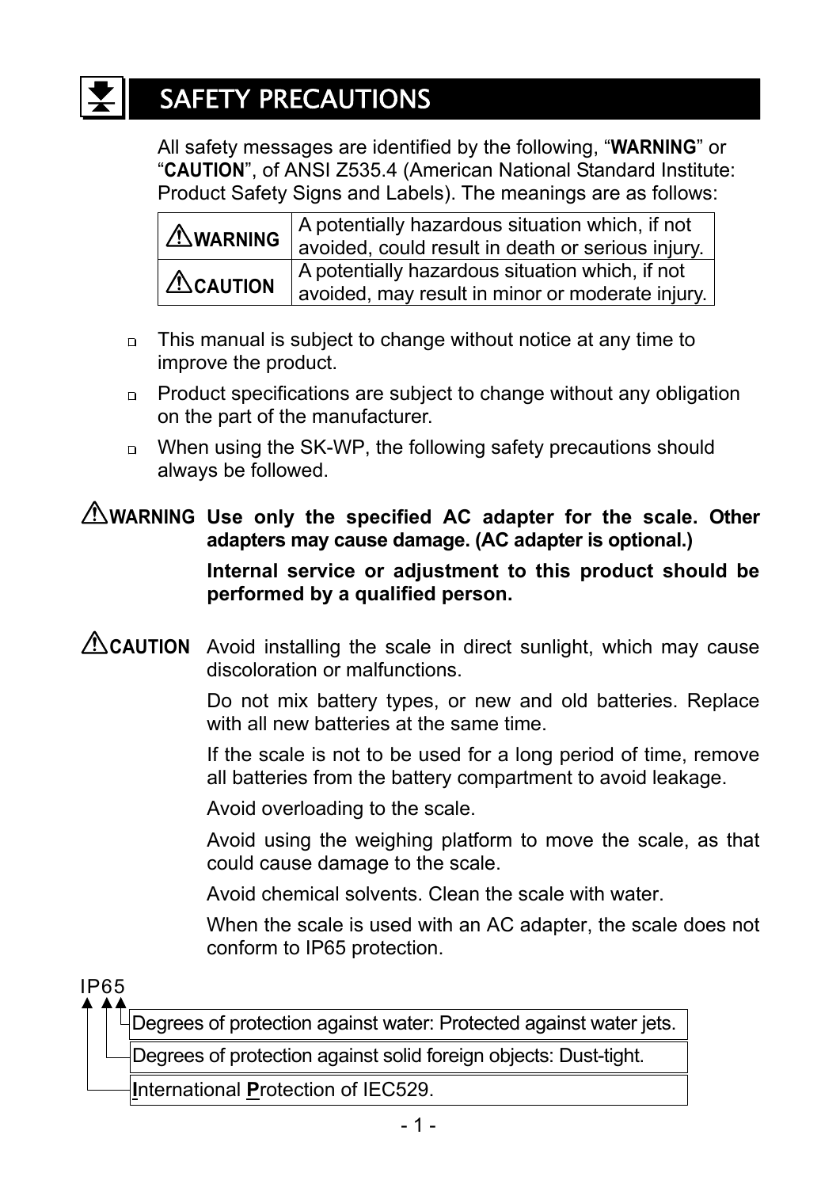# SAFETY PRECAUTIONS

All safety messages are identified by the following, "**WARNING**" or "**CAUTION**", of ANSI Z535.4 (American National Standard Institute: Product Safety Signs and Labels). The meanings are as follows:

| | |
|---|---|
| ⚠**WARNING** | A potentially hazardous situation which, if not avoided, could result in death or serious injury. |
| ⚠**CAUTION** | A potentially hazardous situation which, if not avoided, may result in minor or moderate injury. |

- This manual is subject to change without notice at any time to improve the product.
- Product specifications are subject to change without any obligation on the part of the manufacturer.
- When using the SK-WP, the following safety precautions should always be followed.

⚠**WARNING** **Use only the specified AC adapter for the scale. Other adapters may cause damage. (AC adapter is optional.)**

**Internal service or adjustment to this product should be performed by a qualified person.**

⚠**CAUTION** Avoid installing the scale in direct sunlight, which may cause discoloration or malfunctions.

Do not mix battery types, or new and old batteries. Replace with all new batteries at the same time.

If the scale is not to be used for a long period of time, remove all batteries from the battery compartment to avoid leakage.

Avoid overloading to the scale.

Avoid using the weighing platform to move the scale, as that could cause damage to the scale.

Avoid chemical solvents. Clean the scale with water.

When the scale is used with an AC adapter, the scale does not conform to IP65 protection.

IP65

- 5: Degrees of protection against water: Protected against water jets.
- 6: Degrees of protection against solid foreign objects: Dust-tight.
- IP: **I**nternational **P**rotection of IEC529.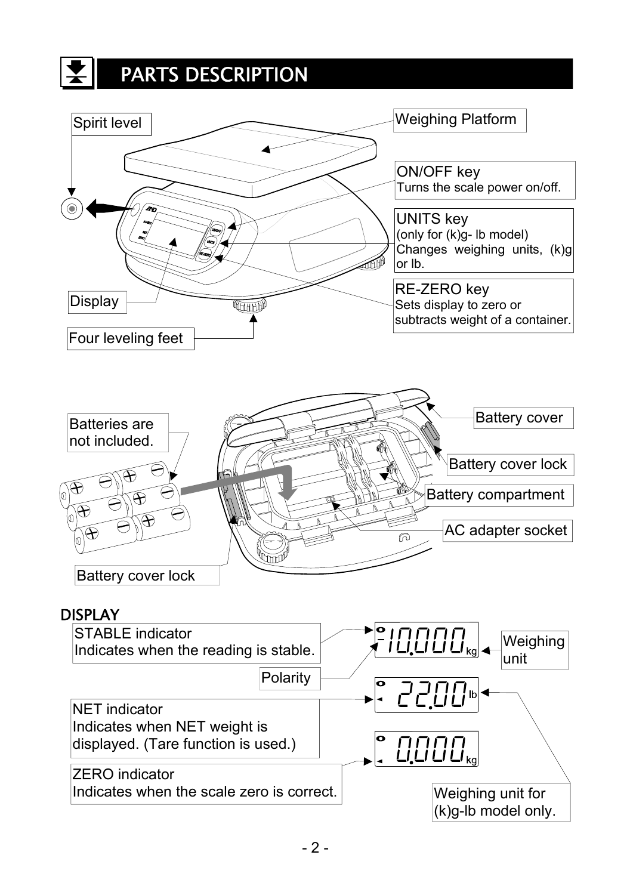# PARTS DESCRIPTION

Spirit level

Weighing Platform

**ON/OFF key**
Turns the scale power on/off.

**UNITS key**
(only for (k)g- lb model)
Changes weighing units, (k)g or lb.

**RE-ZERO key**
Sets display to zero or subtracts weight of a container.

Display

Four leveling feet

Batteries are not included.

Battery cover

Battery cover lock

Battery compartment

AC adapter socket

Battery cover lock

## DISPLAY

**STABLE indicator**
Indicates when the reading is stable.

Polarity

**NET indicator**
Indicates when NET weight is displayed. (Tare function is used.)

**ZERO indicator**
Indicates when the scale zero is correct.

Weighing unit

Weighing unit for (k)g-lb model only.

-10.000 kg

22.00 lb

0.000 kg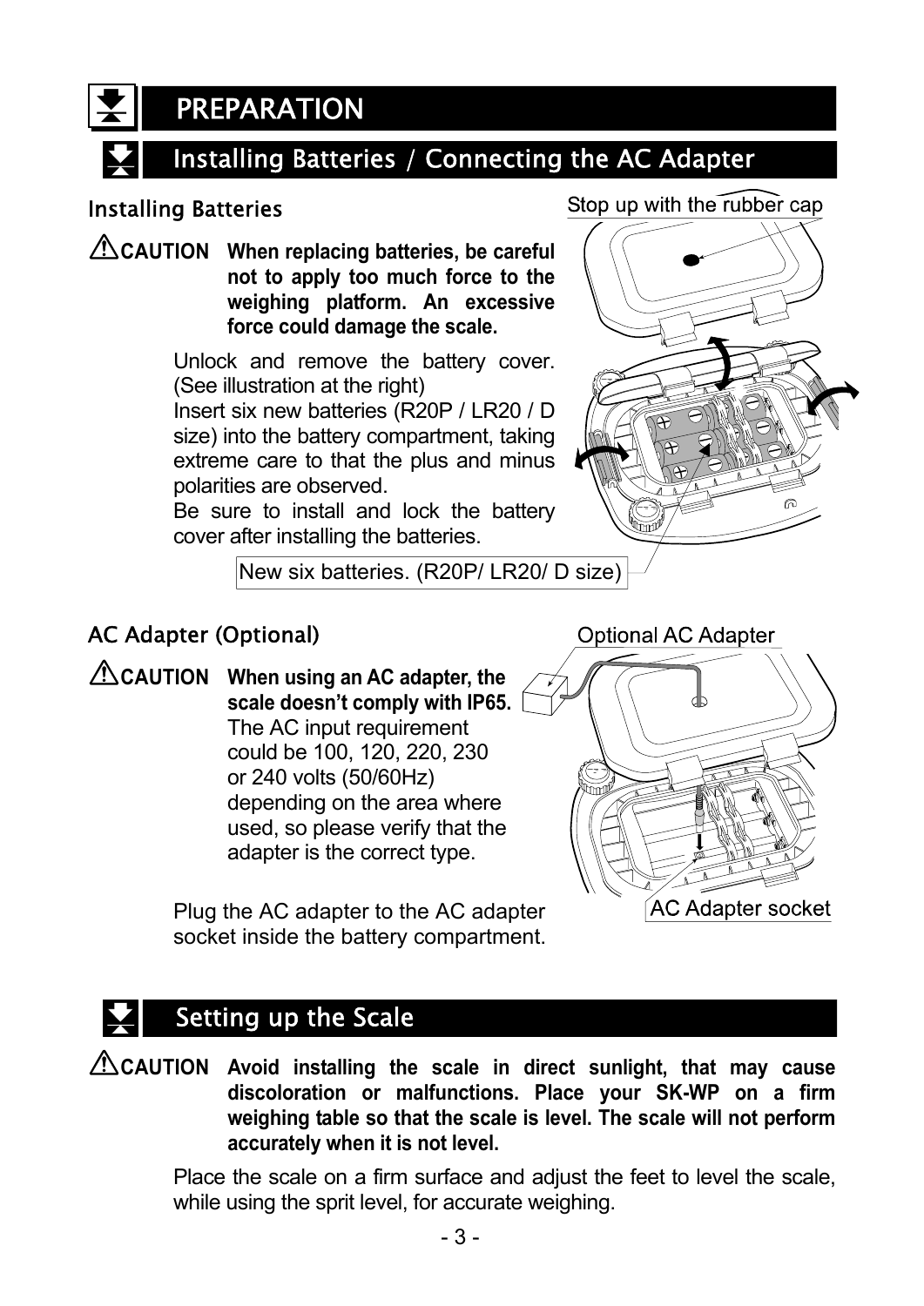# PREPARATION

## Installing Batteries / Connecting the AC Adapter

### Installing Batteries

**⚠CAUTION When replacing batteries, be careful not to apply too much force to the weighing platform. An excessive force could damage the scale.**

Unlock and remove the battery cover. (See illustration at the right)

Insert six new batteries (R20P / LR20 / D size) into the battery compartment, taking extreme care to that the plus and minus polarities are observed.

Be sure to install and lock the battery cover after installing the batteries.

Stop up with the rubber cap

New six batteries. (R20P/ LR20/ D size)

### AC Adapter (Optional)

**⚠CAUTION When using an AC adapter, the scale doesn't comply with IP65.** The AC input requirement could be 100, 120, 220, 230 or 240 volts (50/60Hz) depending on the area where used, so please verify that the adapter is the correct type.

Plug the AC adapter to the AC adapter socket inside the battery compartment.

Optional AC Adapter

AC Adapter socket

## Setting up the Scale

**⚠CAUTION Avoid installing the scale in direct sunlight, that may cause discoloration or malfunctions. Place your SK-WP on a firm weighing table so that the scale is level. The scale will not perform accurately when it is not level.**

Place the scale on a firm surface and adjust the feet to level the scale, while using the sprit level, for accurate weighing.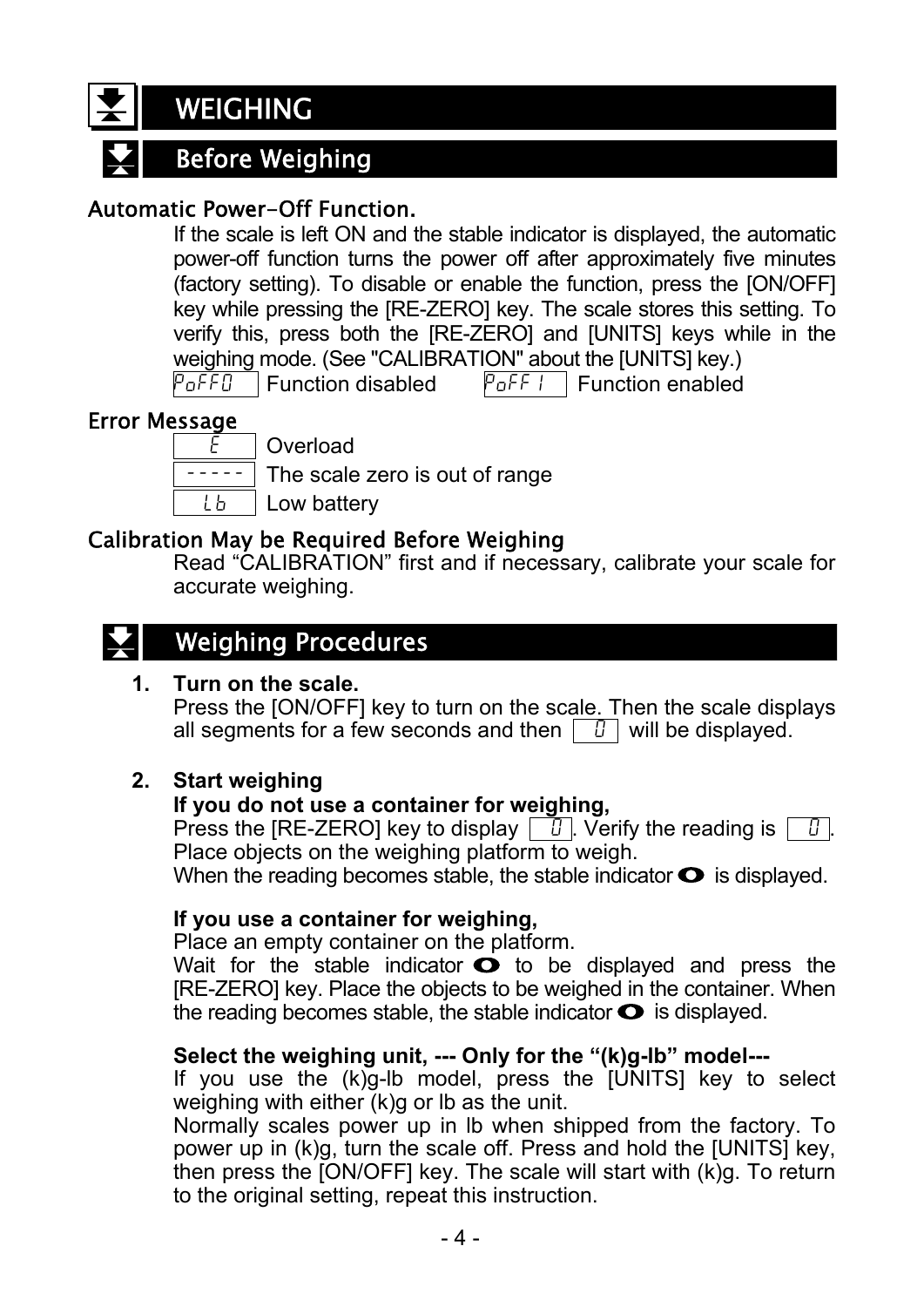# WEIGHING

## Before Weighing

### Automatic Power-Off Function.

If the scale is left ON and the stable indicator is displayed, the automatic power-off function turns the power off after approximately five minutes (factory setting). To disable or enable the function, press the [ON/OFF] key while pressing the [RE-ZERO] key. The scale stores this setting. To verify this, press both the [RE-ZERO] and [UNITS] keys while in the weighing mode. (See "CALIBRATION" about the [UNITS] key.)

`PoFF0` Function disabled `PoFF1` Function enabled

### Error Message

`E` Overload

`-----` The scale zero is out of range

`Lb` Low battery

### Calibration May be Required Before Weighing

Read “CALIBRATION” first and if necessary, calibrate your scale for accurate weighing.

## Weighing Procedures

1. **Turn on the scale.**
   Press the [ON/OFF] key to turn on the scale. Then the scale displays all segments for a few seconds and then `0` will be displayed.

2. **Start weighing**
   **If you do not use a container for weighing,**
   Press the [RE-ZERO] key to display `0`. Verify the reading is `0`. Place objects on the weighing platform to weigh.
   When the reading becomes stable, the stable indicator ⬭ is displayed.

   **If you use a container for weighing,**
   Place an empty container on the platform.
   Wait for the stable indicator ⬭ to be displayed and press the [RE-ZERO] key. Place the objects to be weighed in the container. When the reading becomes stable, the stable indicator ⬭ is displayed.

   **Select the weighing unit, --- Only for the “(k)g-lb” model---**
   If you use the (k)g-lb model, press the [UNITS] key to select weighing with either (k)g or lb as the unit.
   Normally scales power up in lb when shipped from the factory. To power up in (k)g, turn the scale off. Press and hold the [UNITS] key, then press the [ON/OFF] key. The scale will start with (k)g. To return to the original setting, repeat this instruction.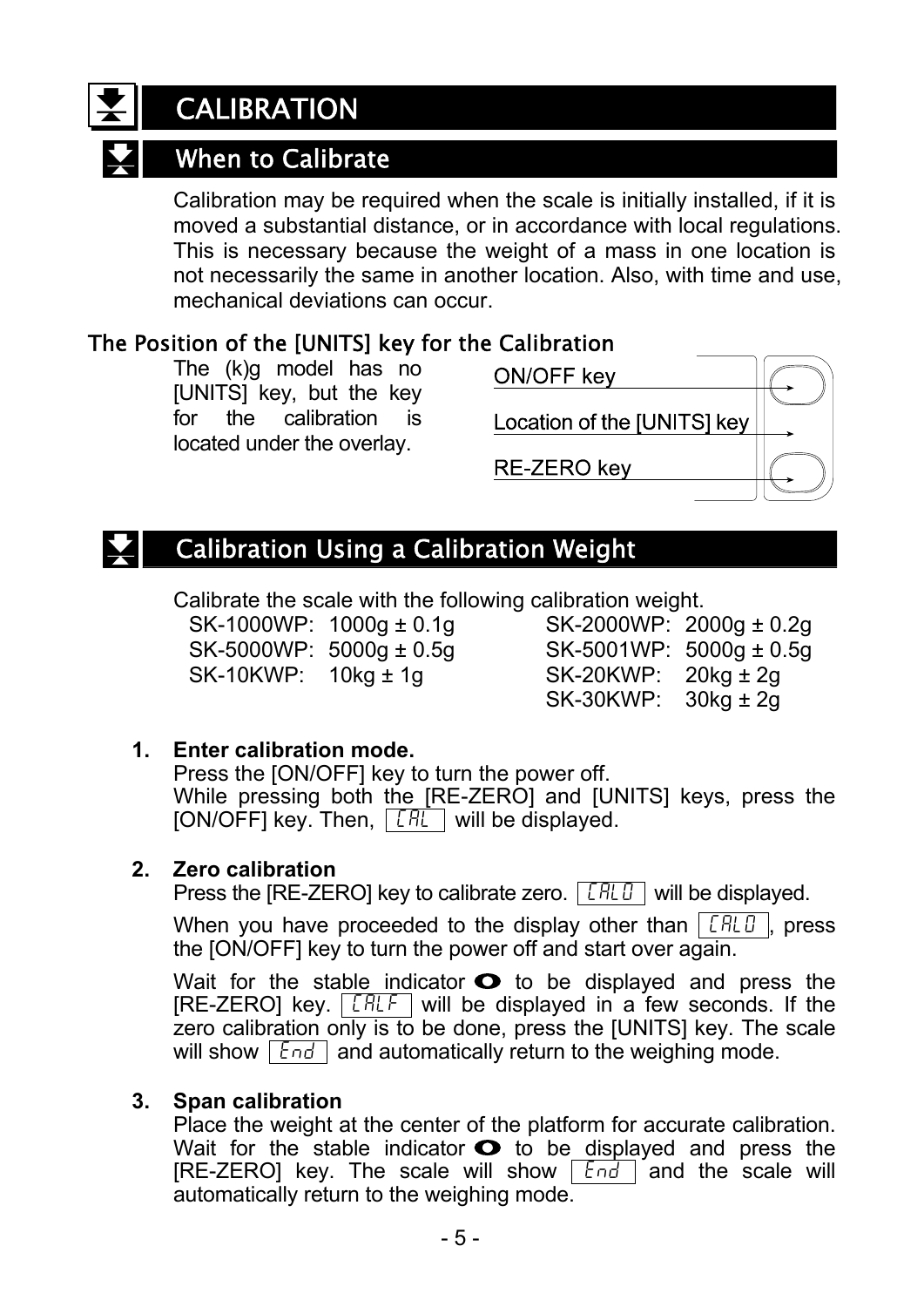# CALIBRATION

## When to Calibrate

Calibration may be required when the scale is initially installed, if it is moved a substantial distance, or in accordance with local regulations. This is necessary because the weight of a mass in one location is not necessarily the same in another location. Also, with time and use, mechanical deviations can occur.

### The Position of the [UNITS] key for the Calibration

The (k)g model has no [UNITS] key, but the key for the calibration is located under the overlay.

ON/OFF key

Location of the [UNITS] key

RE-ZERO key

## Calibration Using a Calibration Weight

Calibrate the scale with the following calibration weight.

| | | | |
|---|---|---|---|
| SK-1000WP: | 1000g ± 0.1g | SK-2000WP: | 2000g ± 0.2g |
| SK-5000WP: | 5000g ± 0.5g | SK-5001WP: | 5000g ± 0.5g |
| SK-10KWP: | 10kg ± 1g | SK-20KWP: | 20kg ± 2g |
| | | SK-30KWP: | 30kg ± 2g |

1. **Enter calibration mode.**
   Press the [ON/OFF] key to turn the power off.
   While pressing both the [RE-ZERO] and [UNITS] keys, press the [ON/OFF] key. Then, `CAL` will be displayed.

2. **Zero calibration**
   Press the [RE-ZERO] key to calibrate zero. `CAL 0` will be displayed.

   When you have proceeded to the display other than `CAL 0`, press the [ON/OFF] key to turn the power off and start over again.

   Wait for the stable indicator ○ to be displayed and press the [RE-ZERO] key. `CAL F` will be displayed in a few seconds. If the zero calibration only is to be done, press the [UNITS] key. The scale will show `End` and automatically return to the weighing mode.

3. **Span calibration**
   Place the weight at the center of the platform for accurate calibration. Wait for the stable indicator ○ to be displayed and press the [RE-ZERO] key. The scale will show `End` and the scale will automatically return to the weighing mode.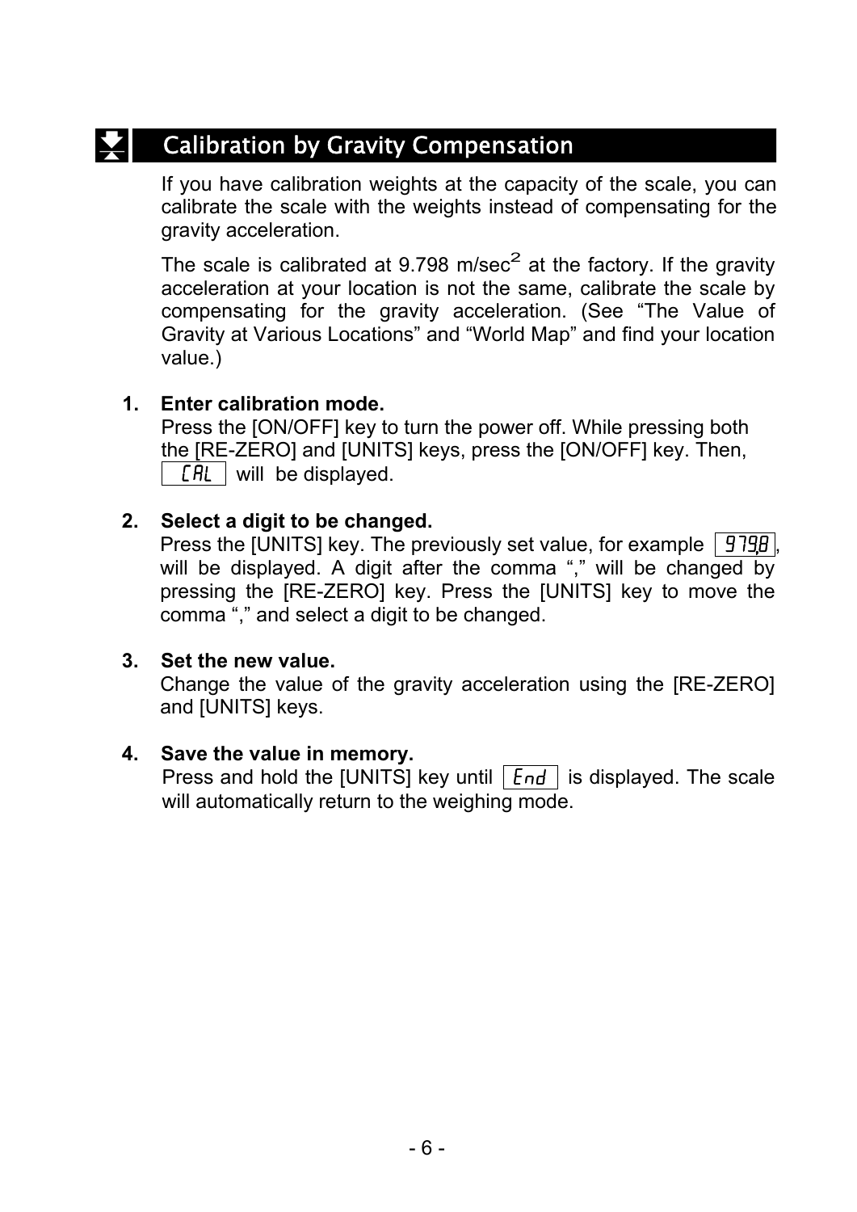## Calibration by Gravity Compensation

If you have calibration weights at the capacity of the scale, you can calibrate the scale with the weights instead of compensating for the gravity acceleration.

The scale is calibrated at 9.798 m/sec$^2$ at the factory. If the gravity acceleration at your location is not the same, calibrate the scale by compensating for the gravity acceleration. (See “The Value of Gravity at Various Locations” and “World Map” and find your location value.)

1. **Enter calibration mode.**
   Press the [ON/OFF] key to turn the power off. While pressing both the [RE-ZERO] and [UNITS] keys, press the [ON/OFF] key. Then, `CAL` will be displayed.

2. **Select a digit to be changed.**
   Press the [UNITS] key. The previously set value, for example `979,8`, will be displayed. A digit after the comma “,” will be changed by pressing the [RE-ZERO] key. Press the [UNITS] key to move the comma “,” and select a digit to be changed.

3. **Set the new value.**
   Change the value of the gravity acceleration using the [RE-ZERO] and [UNITS] keys.

4. **Save the value in memory.**
   Press and hold the [UNITS] key until `End` is displayed. The scale will automatically return to the weighing mode.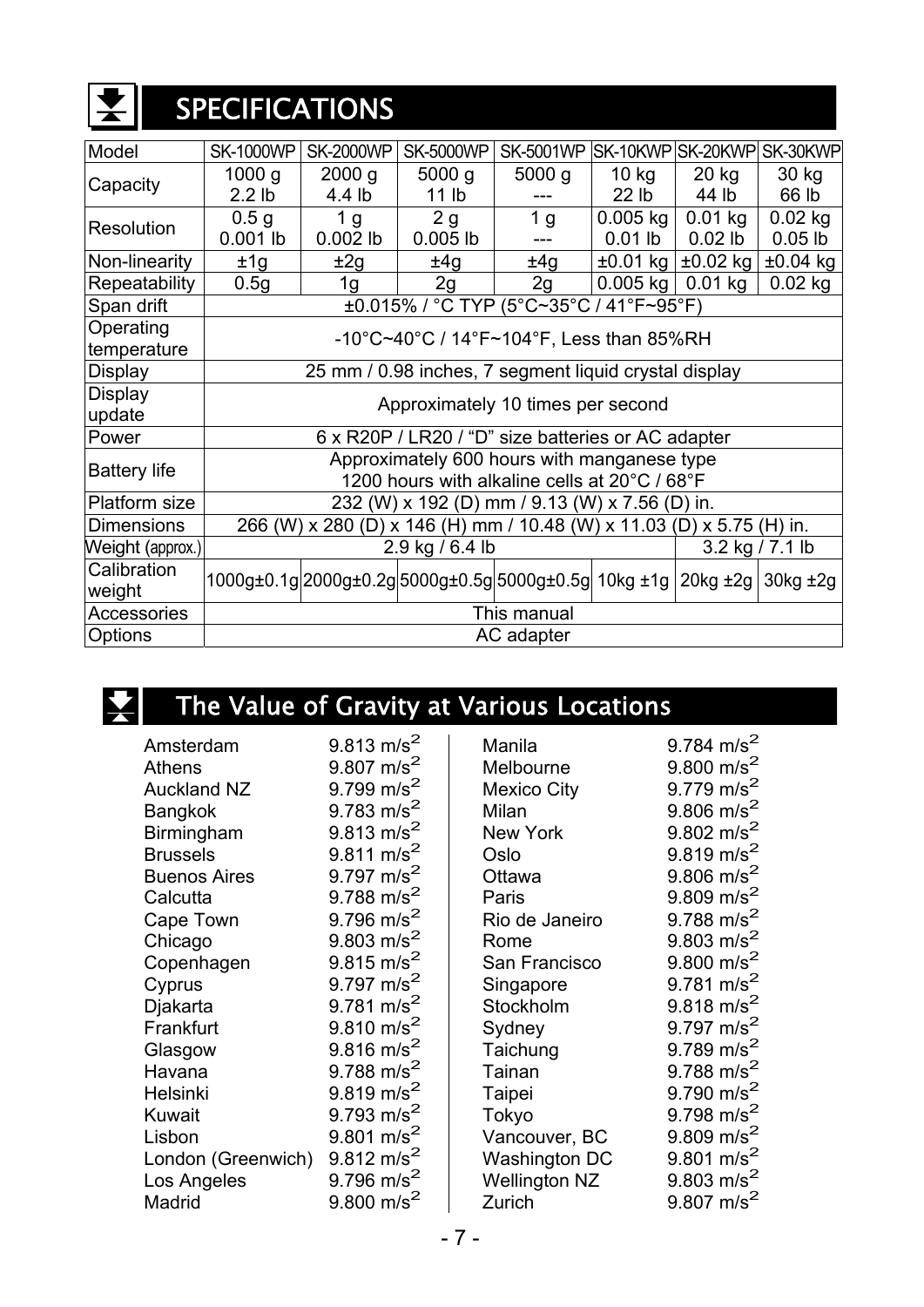# SPECIFICATIONS

| Model | SK-1000WP | SK-2000WP | SK-5000WP | SK-5001WP | SK-10KWP | SK-20KWP | SK-30KWP |
|---|---|---|---|---|---|---|---|
| Capacity | 1000 g<br>2.2 lb | 2000 g<br>4.4 lb | 5000 g<br>11 lb | 5000 g<br>--- | 10 kg<br>22 lb | 20 kg<br>44 lb | 30 kg<br>66 lb |
| Resolution | 0.5 g<br>0.001 lb | 1 g<br>0.002 lb | 2 g<br>0.005 lb | 1 g<br>--- | 0.005 kg<br>0.01 lb | 0.01 kg<br>0.02 lb | 0.02 kg<br>0.05 lb |
| Non-linearity | ±1g | ±2g | ±4g | ±4g | ±0.01 kg | ±0.02 kg | ±0.04 kg |
| Repeatability | 0.5g | 1g | 2g | 2g | 0.005 kg | 0.01 kg | 0.02 kg |
| Span drift | ±0.015% / °C TYP (5°C~35°C / 41°F~95°F) | | | | | | |
| Operating temperature | -10°C~40°C / 14°F~104°F, Less than 85%RH | | | | | | |
| Display | 25 mm / 0.98 inches, 7 segment liquid crystal display | | | | | | |
| Display update | Approximately 10 times per second | | | | | | |
| Power | 6 x R20P / LR20 / "D" size batteries or AC adapter | | | | | | |
| Battery life | Approximately 600 hours with manganese type<br>1200 hours with alkaline cells at 20°C / 68°F | | | | | | |
| Platform size | 232 (W) x 192 (D) mm / 9.13 (W) x 7.56 (D) in. | | | | | | |
| Dimensions | 266 (W) x 280 (D) x 146 (H) mm / 10.48 (W) x 11.03 (D) x 5.75 (H) in. | | | | | | |
| Weight (approx.) | 2.9 kg / 6.4 lb | | | | | 3.2 kg / 7.1 lb | |
| Calibration weight | 1000g±0.1g | 2000g±0.2g | 5000g±0.5g | 5000g±0.5g | 10kg ±1g | 20kg ±2g | 30kg ±2g |
| Accessories | This manual | | | | | | |
| Options | AC adapter | | | | | | |

# The Value of Gravity at Various Locations

| Location | Gravity |
|---|---|
| Amsterdam | 9.813 $m/s^2$ |
| Athens | 9.807 $m/s^2$ |
| Auckland NZ | 9.799 $m/s^2$ |
| Bangkok | 9.783 $m/s^2$ |
| Birmingham | 9.813 $m/s^2$ |
| Brussels | 9.811 $m/s^2$ |
| Buenos Aires | 9.797 $m/s^2$ |
| Calcutta | 9.788 $m/s^2$ |
| Cape Town | 9.796 $m/s^2$ |
| Chicago | 9.803 $m/s^2$ |
| Copenhagen | 9.815 $m/s^2$ |
| Cyprus | 9.797 $m/s^2$ |
| Djakarta | 9.781 $m/s^2$ |
| Frankfurt | 9.810 $m/s^2$ |
| Glasgow | 9.816 $m/s^2$ |
| Havana | 9.788 $m/s^2$ |
| Helsinki | 9.819 $m/s^2$ |
| Kuwait | 9.793 $m/s^2$ |
| Lisbon | 9.801 $m/s^2$ |
| London (Greenwich) | 9.812 $m/s^2$ |
| Los Angeles | 9.796 $m/s^2$ |
| Madrid | 9.800 $m/s^2$ |
| Manila | 9.784 $m/s^2$ |
| Melbourne | 9.800 $m/s^2$ |
| Mexico City | 9.779 $m/s^2$ |
| Milan | 9.806 $m/s^2$ |
| New York | 9.802 $m/s^2$ |
| Oslo | 9.819 $m/s^2$ |
| Ottawa | 9.806 $m/s^2$ |
| Paris | 9.809 $m/s^2$ |
| Rio de Janeiro | 9.788 $m/s^2$ |
| Rome | 9.803 $m/s^2$ |
| San Francisco | 9.800 $m/s^2$ |
| Singapore | 9.781 $m/s^2$ |
| Stockholm | 9.818 $m/s^2$ |
| Sydney | 9.797 $m/s^2$ |
| Taichung | 9.789 $m/s^2$ |
| Tainan | 9.788 $m/s^2$ |
| Taipei | 9.790 $m/s^2$ |
| Tokyo | 9.798 $m/s^2$ |
| Vancouver, BC | 9.809 $m/s^2$ |
| Washington DC | 9.801 $m/s^2$ |
| Wellington NZ | 9.803 $m/s^2$ |
| Zurich | 9.807 $m/s^2$ |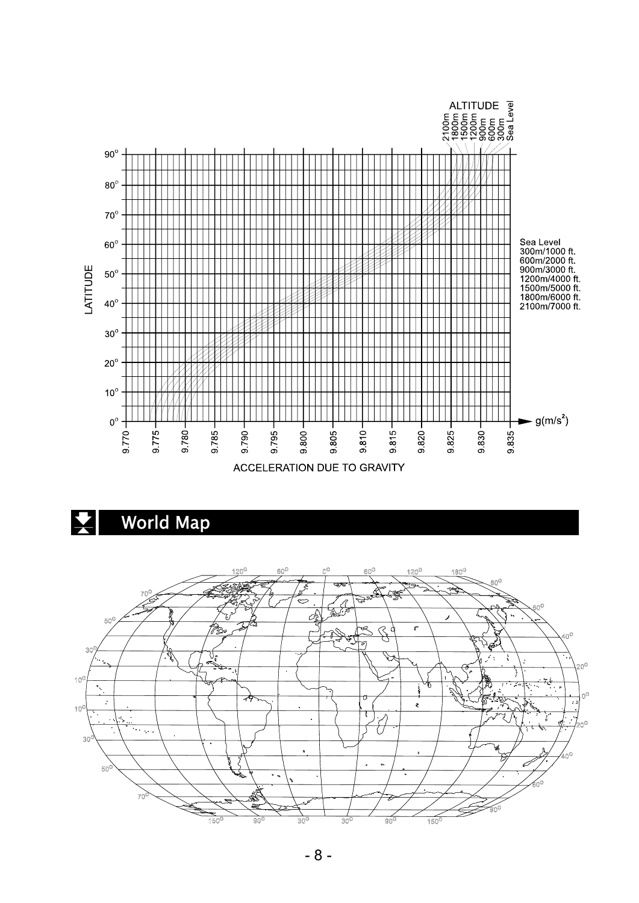ALTITUDE: 2100m, 1800m, 1500m, 1200m, 900m, 600m, 300m, Sea Level

LATITUDE

Sea Level
300m/1000 ft.
600m/2000 ft.
900m/3000 ft.
1200m/4000 ft.
1500m/5000 ft.
1800m/6000 ft.
2100m/7000 ft.

$g(m/s^2)$

ACCELERATION DUE TO GRAVITY

## World Map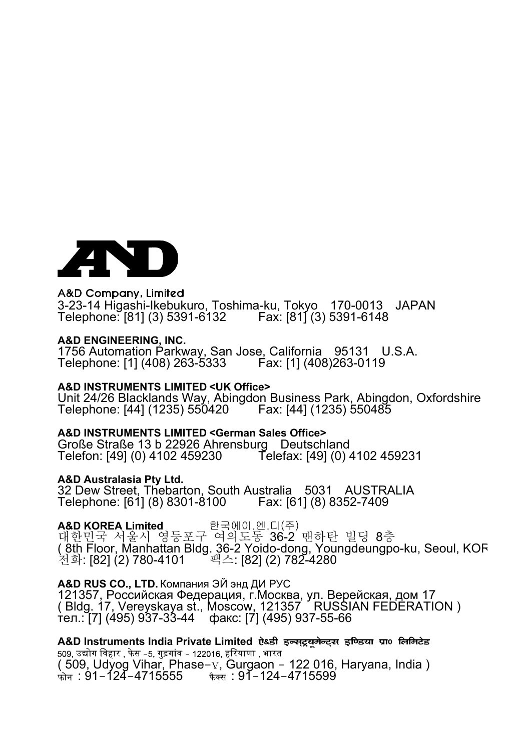A&D Company, Limited
3-23-14 Higashi-Ikebukuro, Toshima-ku, Tokyo 170-0013 JAPAN
Telephone: [81] (3) 5391-6132 Fax: [81] (3) 5391-6148

**A&D ENGINEERING, INC.**
1756 Automation Parkway, San Jose, California 95131 U.S.A.
Telephone: [1] (408) 263-5333 Fax: [1] (408)263-0119

**A&D INSTRUMENTS LIMITED <UK Office>**
Unit 24/26 Blacklands Way, Abingdon Business Park, Abingdon, Oxfordshire
Telephone: [44] (1235) 550420 Fax: [44] (1235) 550485

**A&D INSTRUMENTS LIMITED <German Sales Office>**
Große Straße 13 b 22926 Ahrensburg Deutschland
Telefon: [49] (0) 4102 459230 Telefax: [49] (0) 4102 459231

**A&D Australasia Pty Ltd.**
32 Dew Street, Thebarton, South Australia 5031 AUSTRALIA
Telephone: [61] (8) 8301-8100 Fax: [61] (8) 8352-7409

**A&D KOREA Limited** 한국에이.엔.디(주)
대한민국 서울시 영등포구 여의도동 36-2 맨하탄 빌딩 8층
( 8th Floor, Manhattan Bldg. 36-2 Yoido-dong, Youngdeungpo-ku, Seoul, KOR
전화: [82] (2) 780-4101 팩스: [82] (2) 782-4280

**A&D RUS CO., LTD.** Компания ЭЙ энд ДИ РУС
121357, Российская Федерация, г.Москва, ул. Верейская, дом 17
( Bldg. 17, Vereyskaya st., Moscow, 121357 RUSSIAN FEDERATION )
тел.: [7] (495) 937-33-44 факс: [7] (495) 937-55-66

**A&D Instruments India Private Limited** **ऐ&डी इन्स्ट्रूमेन्ट्स इण्डिया प्रा० लिमिटेड**
509, उद्योग विहार , फेस -5, गुड़गांव - 122016, हरियाणा , भारत
( 509, Udyog Vihar, Phase-V, Gurgaon - 122 016, Haryana, India )
फोन : 91-124-4715555 फैक्स : 91-124-4715599